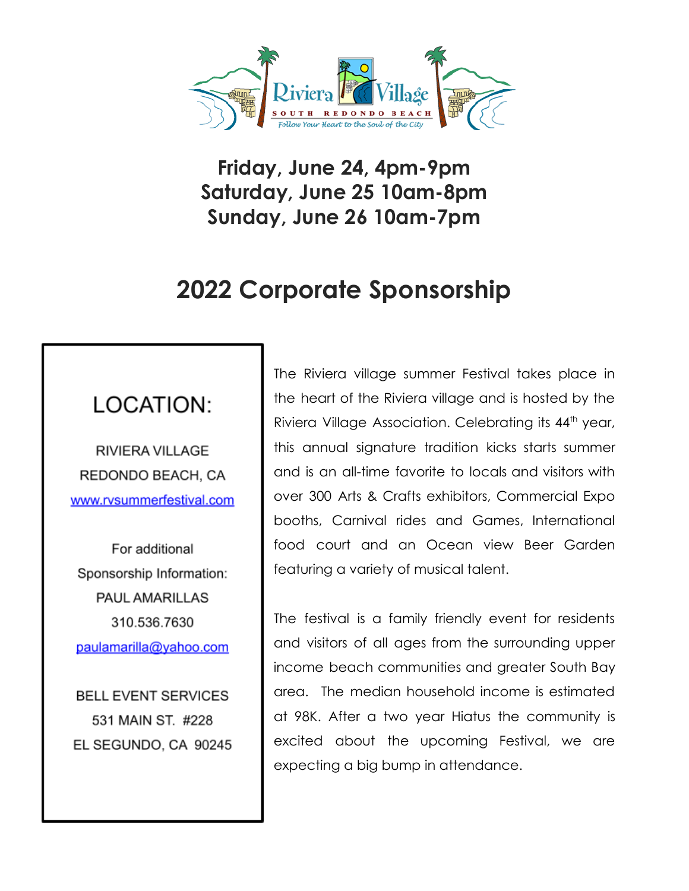Riviera Village

SOUTH REDONDO BEACH

*Follow Your Heart to the Soul of the City*

**Friday, June 24, 4pm-9pm**
**Saturday, June 25 10am-8pm**
**Sunday, June 26 10am-7pm**

# 2022 Corporate Sponsorship

## LOCATION:

RIVIERA VILLAGE
REDONDO BEACH, CA
www.rvsummerfestival.com

For additional Sponsorship Information:
PAUL AMARILLAS
310.536.7630
paulamarilla@yahoo.com

BELL EVENT SERVICES
531 MAIN ST. #228
EL SEGUNDO, CA 90245

The Riviera village summer Festival takes place in the heart of the Riviera village and is hosted by the Riviera Village Association. Celebrating its 44th year, this annual signature tradition kicks starts summer and is an all-time favorite to locals and visitors with over 300 Arts & Crafts exhibitors, Commercial Expo booths, Carnival rides and Games, International food court and an Ocean view Beer Garden featuring a variety of musical talent.

The festival is a family friendly event for residents and visitors of all ages from the surrounding upper income beach communities and greater South Bay area. The median household income is estimated at 98K. After a two year Hiatus the community is excited about the upcoming Festival, we are expecting a big bump in attendance.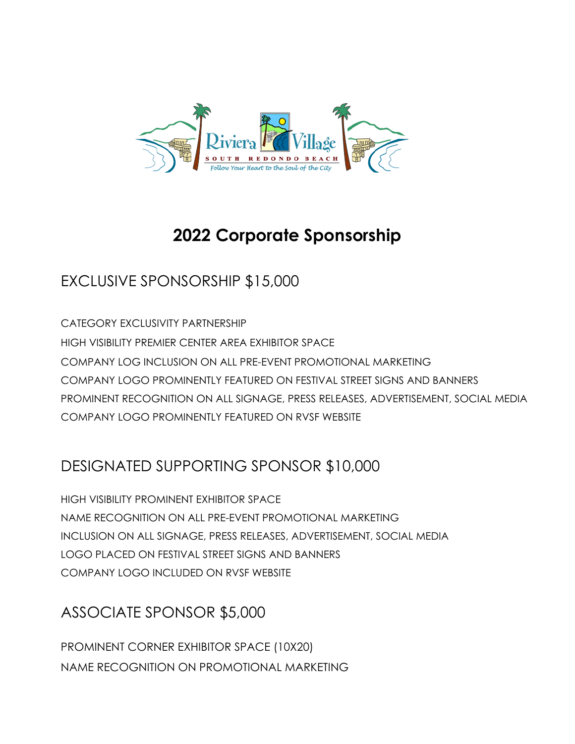# 2022 Corporate Sponsorship

## EXCLUSIVE SPONSORSHIP $15,000

CATEGORY EXCLUSIVITY PARTNERSHIP

HIGH VISIBILITY PREMIER CENTER AREA EXHIBITOR SPACE

COMPANY LOG INCLUSION ON ALL PRE-EVENT PROMOTIONAL MARKETING

COMPANY LOGO PROMINENTLY FEATURED ON FESTIVAL STREET SIGNS AND BANNERS

PROMINENT RECOGNITION ON ALL SIGNAGE, PRESS RELEASES, ADVERTISEMENT, SOCIAL MEDIA

COMPANY LOGO PROMINENTLY FEATURED ON RVSF WEBSITE

## DESIGNATED SUPPORTING SPONSOR $10,000

HIGH VISIBILITY PROMINENT EXHIBITOR SPACE

NAME RECOGNITION ON ALL PRE-EVENT PROMOTIONAL MARKETING

INCLUSION ON ALL SIGNAGE, PRESS RELEASES, ADVERTISEMENT, SOCIAL MEDIA

LOGO PLACED ON FESTIVAL STREET SIGNS AND BANNERS

COMPANY LOGO INCLUDED ON RVSF WEBSITE

## ASSOCIATE SPONSOR $5,000

PROMINENT CORNER EXHIBITOR SPACE (10X20)

NAME RECOGNITION ON PROMOTIONAL MARKETING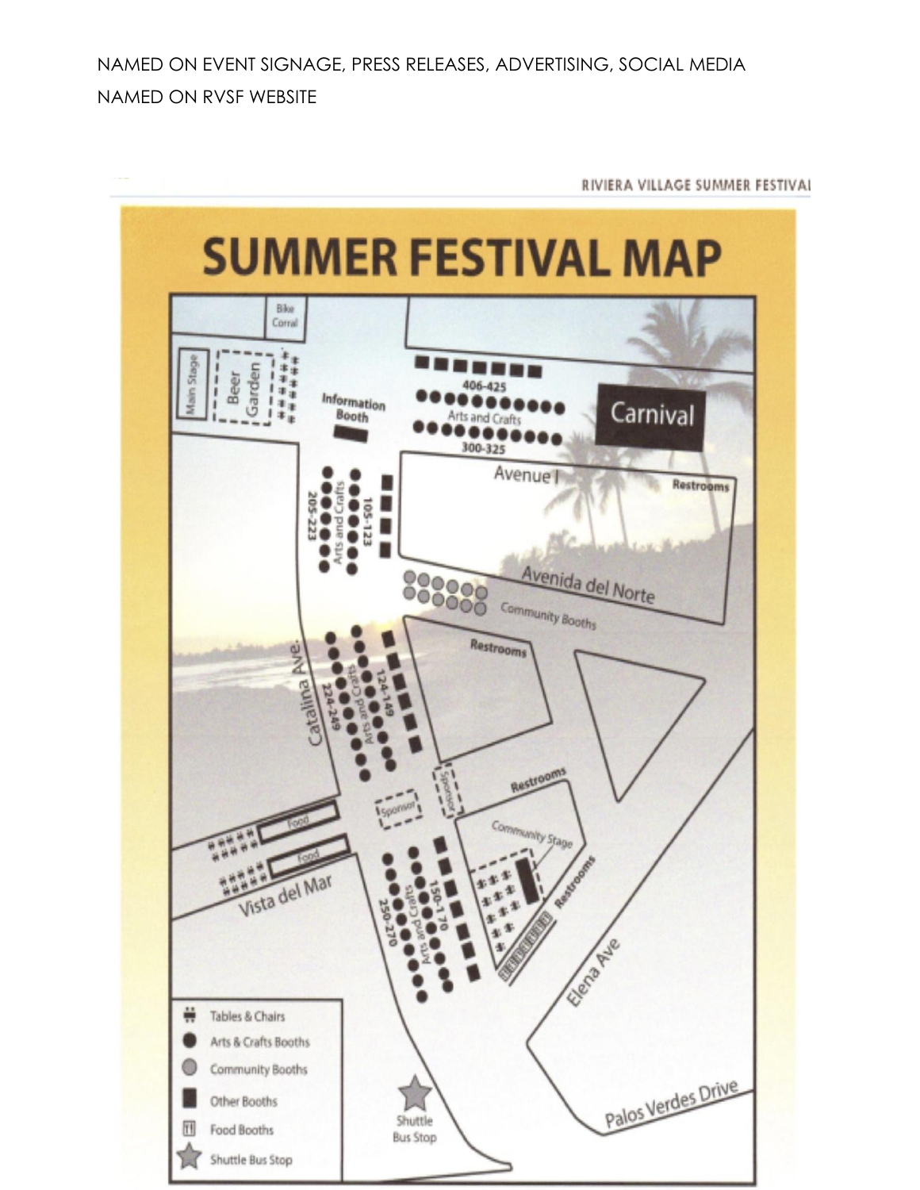NAMED ON EVENT SIGNAGE, PRESS RELEASES, ADVERTISING, SOCIAL MEDIA

NAMED ON RVSF WEBSITE

RIVIERA VILLAGE SUMMER FESTIVAL

# SUMMER FESTIVAL MAP

Bike Corral

Main Stage

Beer Garden

Information Booth

406-425

Arts and Crafts

300-325

Carnival

Avenue I

Restrooms

205-223

Arts and Crafts

105-123

Avenida del Norte

Community Booths

Restrooms

Catalina Ave.

224-249

Arts and Crafts

124-149

Sponsor

Sponsor

Restrooms

Food

Food

Community Stage

Vista del Mar

250-270

Arts and Crafts

150-170

Restrooms

Elena Ave

Tables & Chairs

Arts & Crafts Booths

Community Booths

Other Booths

Food Booths

Shuttle Bus Stop

Shuttle Bus Stop

Palos Verdes Drive